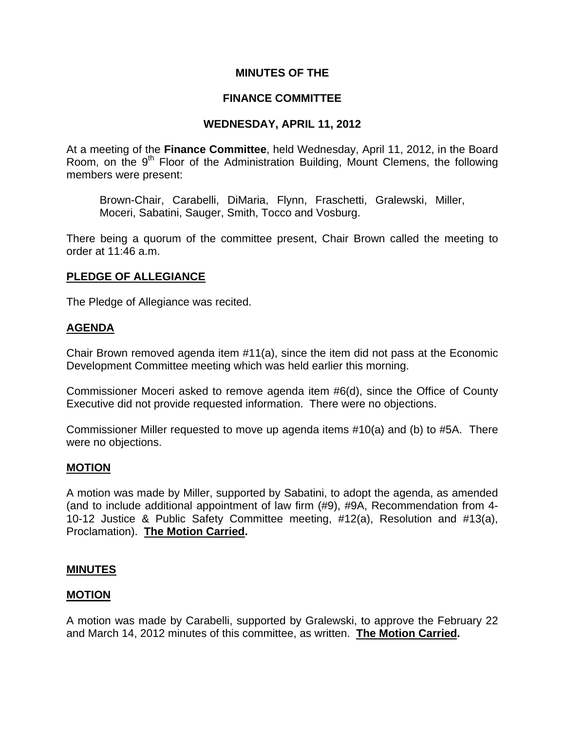**MINUTES OF THE**

**FINANCE COMMITTEE**

**WEDNESDAY, APRIL 11, 2012**

At a meeting of the **Finance Committee**, held Wednesday, April 11, 2012, in the Board Room, on the 9th Floor of the Administration Building, Mount Clemens, the following members were present:

Brown-Chair, Carabelli, DiMaria, Flynn, Fraschetti, Gralewski, Miller, Moceri, Sabatini, Sauger, Smith, Tocco and Vosburg.

There being a quorum of the committee present, Chair Brown called the meeting to order at 11:46 a.m.

**PLEDGE OF ALLEGIANCE**

The Pledge of Allegiance was recited.

**AGENDA**

Chair Brown removed agenda item #11(a), since the item did not pass at the Economic Development Committee meeting which was held earlier this morning.

Commissioner Moceri asked to remove agenda item #6(d), since the Office of County Executive did not provide requested information. There were no objections.

Commissioner Miller requested to move up agenda items #10(a) and (b) to #5A. There were no objections.

**MOTION**

A motion was made by Miller, supported by Sabatini, to adopt the agenda, as amended (and to include additional appointment of law firm (#9), #9A, Recommendation from 4-10-12 Justice & Public Safety Committee meeting, #12(a), Resolution and #13(a), Proclamation). **The Motion Carried.**

**MINUTES**

**MOTION**

A motion was made by Carabelli, supported by Gralewski, to approve the February 22 and March 14, 2012 minutes of this committee, as written. **The Motion Carried.**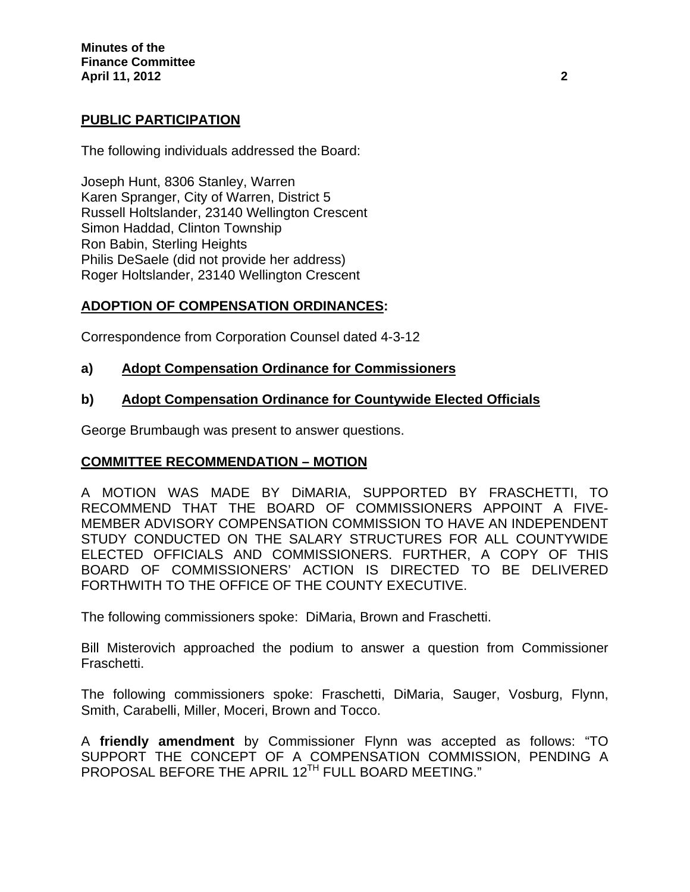## PUBLIC PARTICIPATION

The following individuals addressed the Board:

Joseph Hunt, 8306 Stanley, Warren
Karen Spranger, City of Warren, District 5
Russell Holtslander, 23140 Wellington Crescent
Simon Haddad, Clinton Township
Ron Babin, Sterling Heights
Philis DeSaele (did not provide her address)
Roger Holtslander, 23140 Wellington Crescent

## ADOPTION OF COMPENSATION ORDINANCES:

Correspondence from Corporation Counsel dated 4-3-12

### a) Adopt Compensation Ordinance for Commissioners

### b) Adopt Compensation Ordinance for Countywide Elected Officials

George Brumbaugh was present to answer questions.

## COMMITTEE RECOMMENDATION – MOTION

A MOTION WAS MADE BY DiMARIA, SUPPORTED BY FRASCHETTI, TO RECOMMEND THAT THE BOARD OF COMMISSIONERS APPOINT A FIVE-MEMBER ADVISORY COMPENSATION COMMISSION TO HAVE AN INDEPENDENT STUDY CONDUCTED ON THE SALARY STRUCTURES FOR ALL COUNTYWIDE ELECTED OFFICIALS AND COMMISSIONERS. FURTHER, A COPY OF THIS BOARD OF COMMISSIONERS' ACTION IS DIRECTED TO BE DELIVERED FORTHWITH TO THE OFFICE OF THE COUNTY EXECUTIVE.

The following commissioners spoke: DiMaria, Brown and Fraschetti.

Bill Misterovich approached the podium to answer a question from Commissioner Fraschetti.

The following commissioners spoke: Fraschetti, DiMaria, Sauger, Vosburg, Flynn, Smith, Carabelli, Miller, Moceri, Brown and Tocco.

A **friendly amendment** by Commissioner Flynn was accepted as follows: "TO SUPPORT THE CONCEPT OF A COMPENSATION COMMISSION, PENDING A PROPOSAL BEFORE THE APRIL 12TH FULL BOARD MEETING."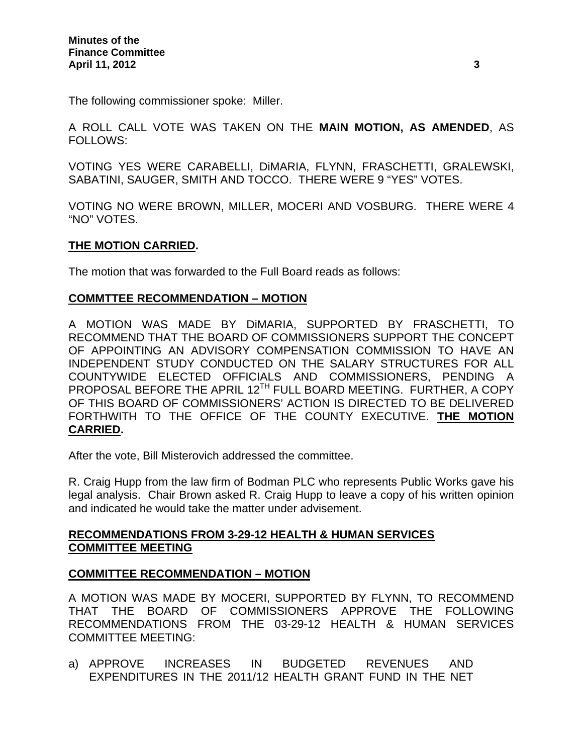The following commissioner spoke: Miller.

A ROLL CALL VOTE WAS TAKEN ON THE **MAIN MOTION, AS AMENDED**, AS FOLLOWS:

VOTING YES WERE CARABELLI, DiMARIA, FLYNN, FRASCHETTI, GRALEWSKI, SABATINI, SAUGER, SMITH AND TOCCO. THERE WERE 9 "YES" VOTES.

VOTING NO WERE BROWN, MILLER, MOCERI AND VOSBURG. THERE WERE 4 "NO" VOTES.

**THE MOTION CARRIED.**

The motion that was forwarded to the Full Board reads as follows:

**COMMTTEE RECOMMENDATION – MOTION**

A MOTION WAS MADE BY DiMARIA, SUPPORTED BY FRASCHETTI, TO RECOMMEND THAT THE BOARD OF COMMISSIONERS SUPPORT THE CONCEPT OF APPOINTING AN ADVISORY COMPENSATION COMMISSION TO HAVE AN INDEPENDENT STUDY CONDUCTED ON THE SALARY STRUCTURES FOR ALL COUNTYWIDE ELECTED OFFICIALS AND COMMISSIONERS, PENDING A PROPOSAL BEFORE THE APRIL 12TH FULL BOARD MEETING. FURTHER, A COPY OF THIS BOARD OF COMMISSIONERS' ACTION IS DIRECTED TO BE DELIVERED FORTHWITH TO THE OFFICE OF THE COUNTY EXECUTIVE. **THE MOTION CARRIED.**

After the vote, Bill Misterovich addressed the committee.

R. Craig Hupp from the law firm of Bodman PLC who represents Public Works gave his legal analysis. Chair Brown asked R. Craig Hupp to leave a copy of his written opinion and indicated he would take the matter under advisement.

**RECOMMENDATIONS FROM 3-29-12 HEALTH & HUMAN SERVICES COMMITTEE MEETING**

**COMMITTEE RECOMMENDATION – MOTION**

A MOTION WAS MADE BY MOCERI, SUPPORTED BY FLYNN, TO RECOMMEND THAT THE BOARD OF COMMISSIONERS APPROVE THE FOLLOWING RECOMMENDATIONS FROM THE 03-29-12 HEALTH & HUMAN SERVICES COMMITTEE MEETING:

a) APPROVE INCREASES IN BUDGETED REVENUES AND EXPENDITURES IN THE 2011/12 HEALTH GRANT FUND IN THE NET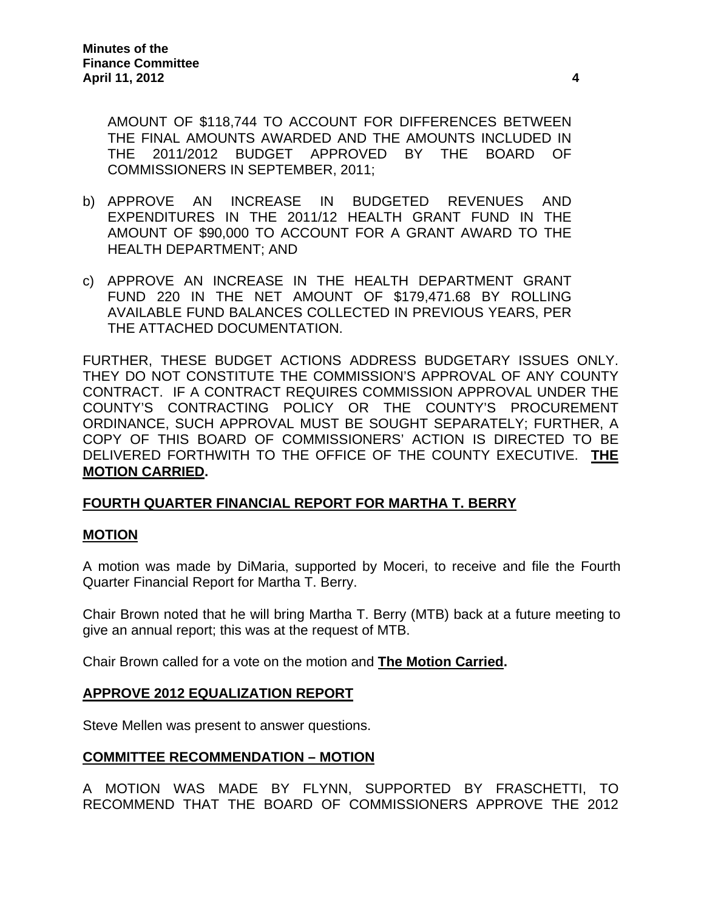AMOUNT OF $118,744 TO ACCOUNT FOR DIFFERENCES BETWEEN THE FINAL AMOUNTS AWARDED AND THE AMOUNTS INCLUDED IN THE 2011/2012 BUDGET APPROVED BY THE BOARD OF COMMISSIONERS IN SEPTEMBER, 2011;

b) APPROVE AN INCREASE IN BUDGETED REVENUES AND EXPENDITURES IN THE 2011/12 HEALTH GRANT FUND IN THE AMOUNT OF $90,000 TO ACCOUNT FOR A GRANT AWARD TO THE HEALTH DEPARTMENT; AND

c) APPROVE AN INCREASE IN THE HEALTH DEPARTMENT GRANT FUND 220 IN THE NET AMOUNT OF $179,471.68 BY ROLLING AVAILABLE FUND BALANCES COLLECTED IN PREVIOUS YEARS, PER THE ATTACHED DOCUMENTATION.

FURTHER, THESE BUDGET ACTIONS ADDRESS BUDGETARY ISSUES ONLY. THEY DO NOT CONSTITUTE THE COMMISSION'S APPROVAL OF ANY COUNTY CONTRACT. IF A CONTRACT REQUIRES COMMISSION APPROVAL UNDER THE COUNTY'S CONTRACTING POLICY OR THE COUNTY'S PROCUREMENT ORDINANCE, SUCH APPROVAL MUST BE SOUGHT SEPARATELY; FURTHER, A COPY OF THIS BOARD OF COMMISSIONERS' ACTION IS DIRECTED TO BE DELIVERED FORTHWITH TO THE OFFICE OF THE COUNTY EXECUTIVE. **THE MOTION CARRIED.**

**FOURTH QUARTER FINANCIAL REPORT FOR MARTHA T. BERRY**

**MOTION**

A motion was made by DiMaria, supported by Moceri, to receive and file the Fourth Quarter Financial Report for Martha T. Berry.

Chair Brown noted that he will bring Martha T. Berry (MTB) back at a future meeting to give an annual report; this was at the request of MTB.

Chair Brown called for a vote on the motion and **The Motion Carried.**

**APPROVE 2012 EQUALIZATION REPORT**

Steve Mellen was present to answer questions.

**COMMITTEE RECOMMENDATION – MOTION**

A MOTION WAS MADE BY FLYNN, SUPPORTED BY FRASCHETTI, TO RECOMMEND THAT THE BOARD OF COMMISSIONERS APPROVE THE 2012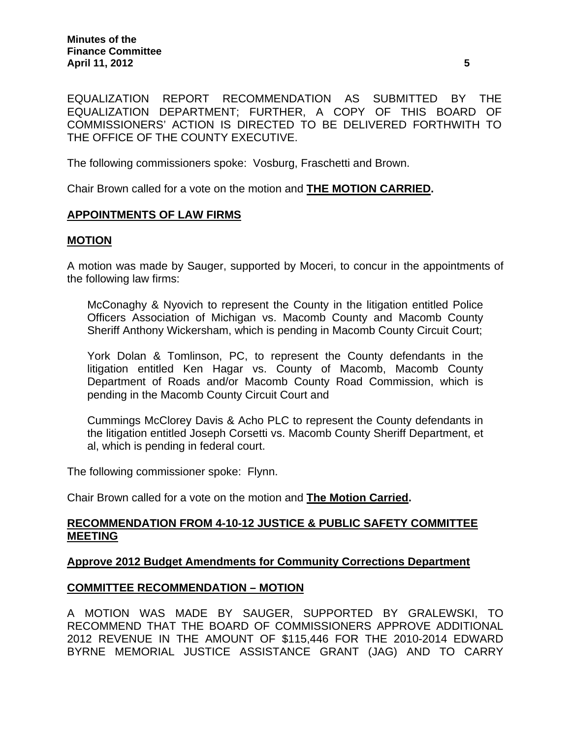EQUALIZATION REPORT RECOMMENDATION AS SUBMITTED BY THE EQUALIZATION DEPARTMENT; FURTHER, A COPY OF THIS BOARD OF COMMISSIONERS' ACTION IS DIRECTED TO BE DELIVERED FORTHWITH TO THE OFFICE OF THE COUNTY EXECUTIVE.

The following commissioners spoke: Vosburg, Fraschetti and Brown.

Chair Brown called for a vote on the motion and **THE MOTION CARRIED.**

**APPOINTMENTS OF LAW FIRMS**

**MOTION**

A motion was made by Sauger, supported by Moceri, to concur in the appointments of the following law firms:

McConaghy & Nyovich to represent the County in the litigation entitled Police Officers Association of Michigan vs. Macomb County and Macomb County Sheriff Anthony Wickersham, which is pending in Macomb County Circuit Court;

York Dolan & Tomlinson, PC, to represent the County defendants in the litigation entitled Ken Hagar vs. County of Macomb, Macomb County Department of Roads and/or Macomb County Road Commission, which is pending in the Macomb County Circuit Court and

Cummings McClorey Davis & Acho PLC to represent the County defendants in the litigation entitled Joseph Corsetti vs. Macomb County Sheriff Department, et al, which is pending in federal court.

The following commissioner spoke: Flynn.

Chair Brown called for a vote on the motion and **The Motion Carried.**

**RECOMMENDATION FROM 4-10-12 JUSTICE & PUBLIC SAFETY COMMITTEE MEETING**

**Approve 2012 Budget Amendments for Community Corrections Department**

**COMMITTEE RECOMMENDATION – MOTION**

A MOTION WAS MADE BY SAUGER, SUPPORTED BY GRALEWSKI, TO RECOMMEND THAT THE BOARD OF COMMISSIONERS APPROVE ADDITIONAL 2012 REVENUE IN THE AMOUNT OF $115,446 FOR THE 2010-2014 EDWARD BYRNE MEMORIAL JUSTICE ASSISTANCE GRANT (JAG) AND TO CARRY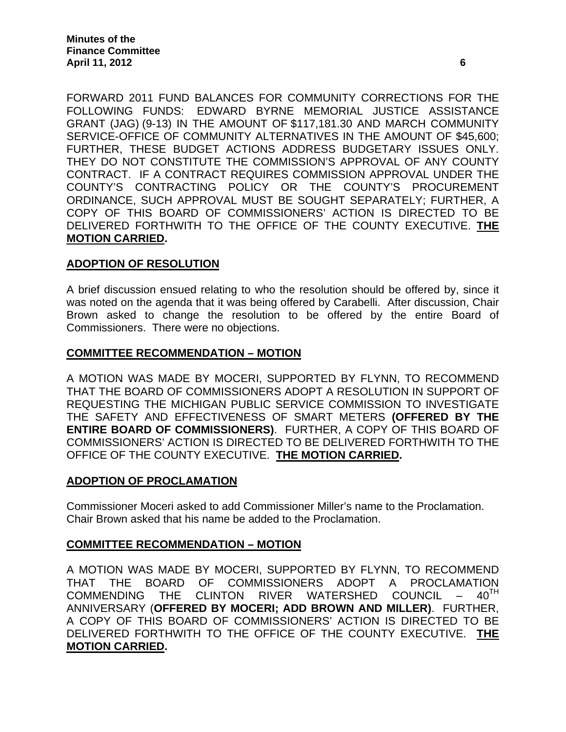FORWARD 2011 FUND BALANCES FOR COMMUNITY CORRECTIONS FOR THE FOLLOWING FUNDS: EDWARD BYRNE MEMORIAL JUSTICE ASSISTANCE GRANT (JAG) (9-13) IN THE AMOUNT OF $117,181.30 AND MARCH COMMUNITY SERVICE-OFFICE OF COMMUNITY ALTERNATIVES IN THE AMOUNT OF $45,600; FURTHER, THESE BUDGET ACTIONS ADDRESS BUDGETARY ISSUES ONLY. THEY DO NOT CONSTITUTE THE COMMISSION'S APPROVAL OF ANY COUNTY CONTRACT. IF A CONTRACT REQUIRES COMMISSION APPROVAL UNDER THE COUNTY'S CONTRACTING POLICY OR THE COUNTY'S PROCUREMENT ORDINANCE, SUCH APPROVAL MUST BE SOUGHT SEPARATELY; FURTHER, A COPY OF THIS BOARD OF COMMISSIONERS' ACTION IS DIRECTED TO BE DELIVERED FORTHWITH TO THE OFFICE OF THE COUNTY EXECUTIVE. **THE MOTION CARRIED.**

## ADOPTION OF RESOLUTION

A brief discussion ensued relating to who the resolution should be offered by, since it was noted on the agenda that it was being offered by Carabelli. After discussion, Chair Brown asked to change the resolution to be offered by the entire Board of Commissioners. There were no objections.

## COMMITTEE RECOMMENDATION – MOTION

A MOTION WAS MADE BY MOCERI, SUPPORTED BY FLYNN, TO RECOMMEND THAT THE BOARD OF COMMISSIONERS ADOPT A RESOLUTION IN SUPPORT OF REQUESTING THE MICHIGAN PUBLIC SERVICE COMMISSION TO INVESTIGATE THE SAFETY AND EFFECTIVENESS OF SMART METERS **(OFFERED BY THE ENTIRE BOARD OF COMMISSIONERS)**. FURTHER, A COPY OF THIS BOARD OF COMMISSIONERS' ACTION IS DIRECTED TO BE DELIVERED FORTHWITH TO THE OFFICE OF THE COUNTY EXECUTIVE. **THE MOTION CARRIED.**

## ADOPTION OF PROCLAMATION

Commissioner Moceri asked to add Commissioner Miller's name to the Proclamation. Chair Brown asked that his name be added to the Proclamation.

## COMMITTEE RECOMMENDATION – MOTION

A MOTION WAS MADE BY MOCERI, SUPPORTED BY FLYNN, TO RECOMMEND THAT THE BOARD OF COMMISSIONERS ADOPT A PROCLAMATION COMMENDING THE CLINTON RIVER WATERSHED COUNCIL – 40TH ANNIVERSARY (**OFFERED BY MOCERI; ADD BROWN AND MILLER)**. FURTHER, A COPY OF THIS BOARD OF COMMISSIONERS' ACTION IS DIRECTED TO BE DELIVERED FORTHWITH TO THE OFFICE OF THE COUNTY EXECUTIVE. **THE MOTION CARRIED.**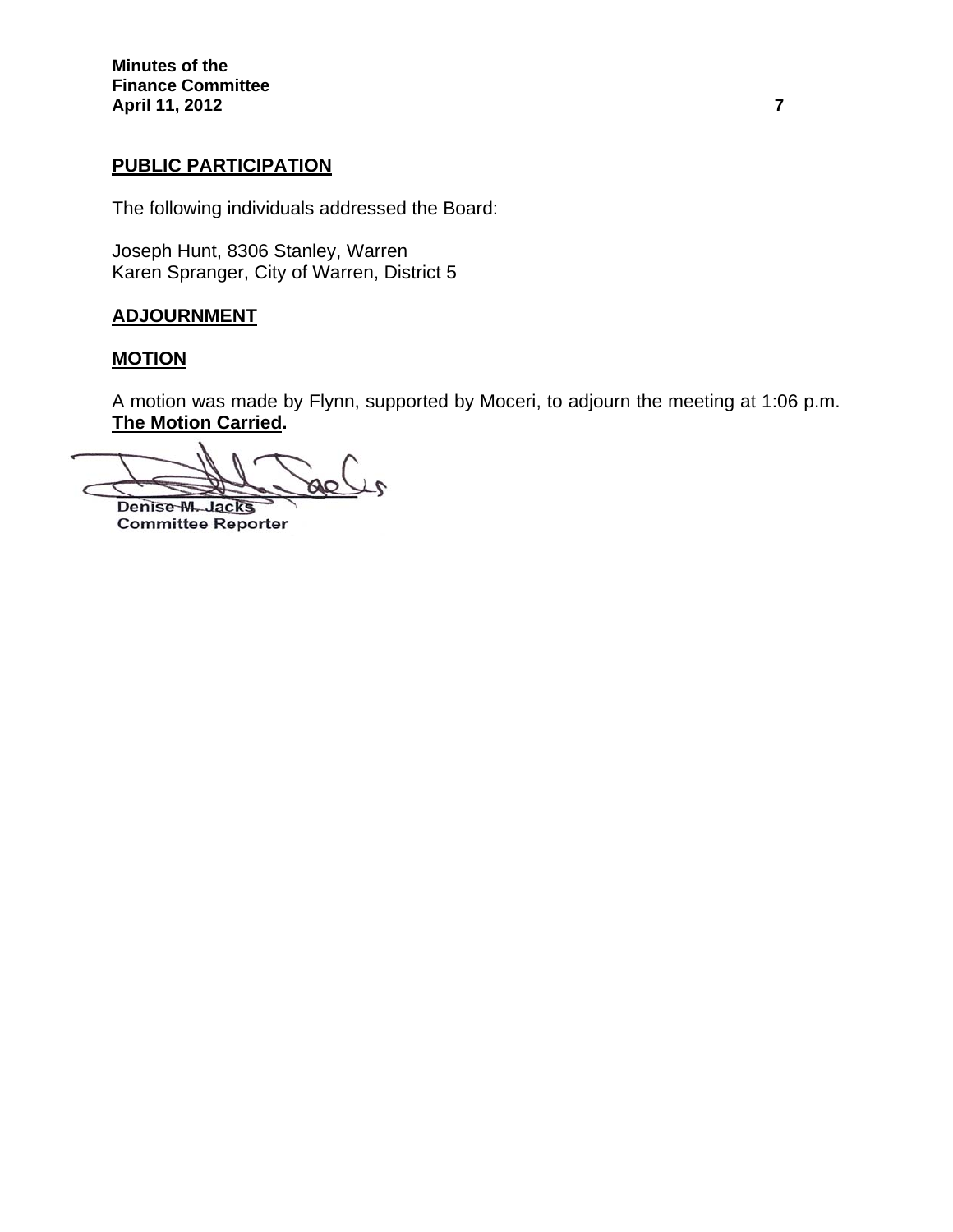## PUBLIC PARTICIPATION

The following individuals addressed the Board:

Joseph Hunt, 8306 Stanley, Warren
Karen Spranger, City of Warren, District 5

## ADJOURNMENT

### MOTION

A motion was made by Flynn, supported by Moceri, to adjourn the meeting at 1:06 p.m. **The Motion Carried.**

Denise M. Jacks
Committee Reporter